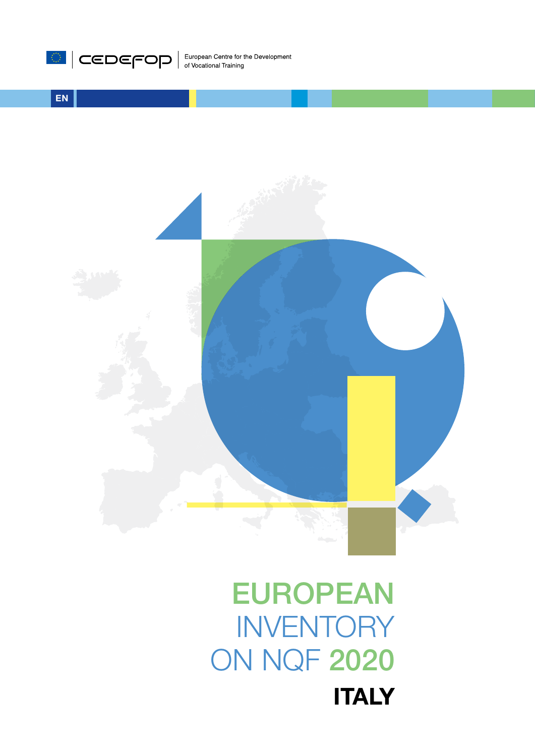CEDEFOP

European Centre for the Development of Vocational Training

EN

# EUROPEAN INVENTORY ON NQF 2020

## ITALY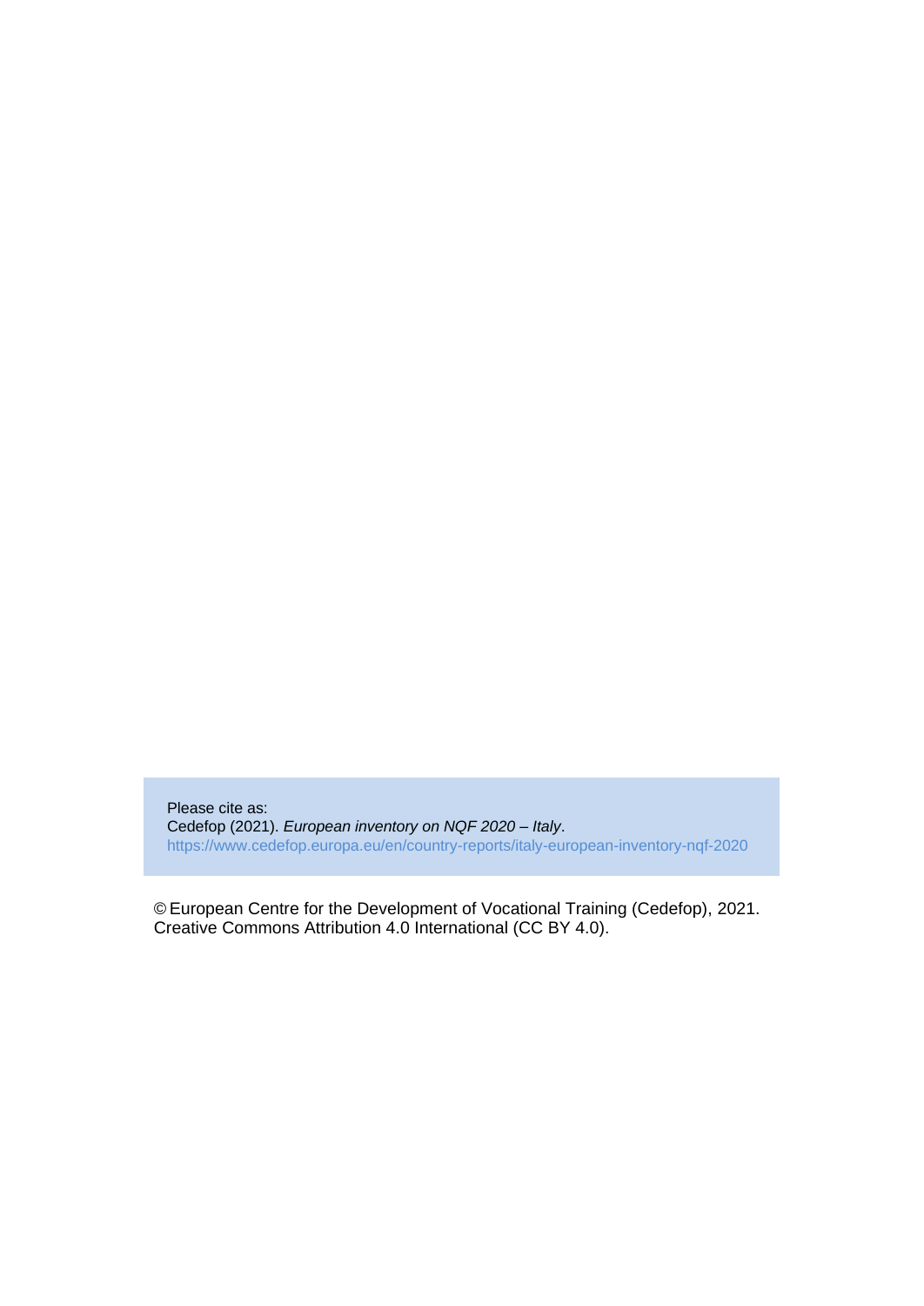Please cite as:
Cedefop (2021). *European inventory on NQF 2020 – Italy*.
https://www.cedefop.europa.eu/en/country-reports/italy-european-inventory-nqf-2020

© European Centre for the Development of Vocational Training (Cedefop), 2021.
Creative Commons Attribution 4.0 International (CC BY 4.0).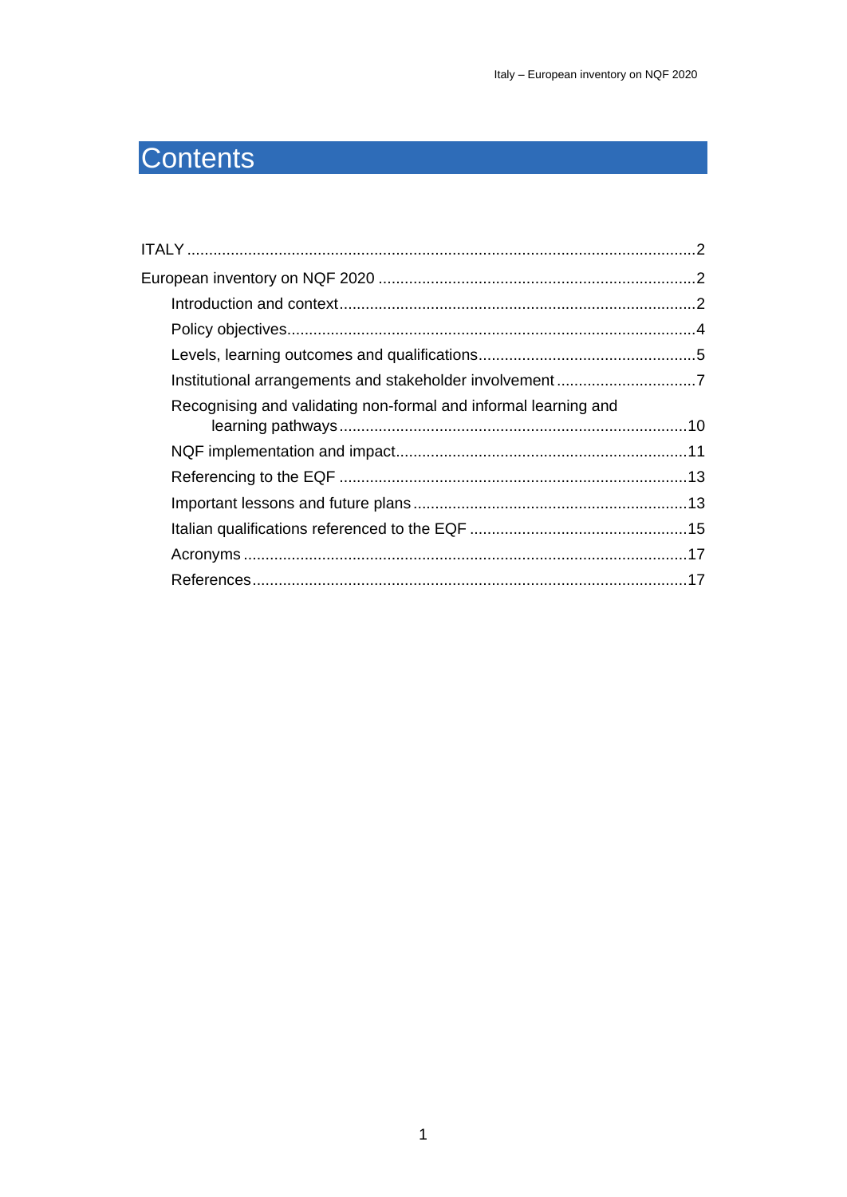# Contents

ITALY .....................................................................................................................2

European inventory on NQF 2020 .........................................................................2

- Introduction and context..................................................................................2
- Policy objectives.............................................................................................4
- Levels, learning outcomes and qualifications..................................................5
- Institutional arrangements and stakeholder involvement ................................7
- Recognising and validating non-formal and informal learning and learning pathways................................................................................10
- NQF implementation and impact...................................................................11
- Referencing to the EQF ................................................................................13
- Important lessons and future plans ...............................................................13
- Italian qualifications referenced to the EQF ..................................................15
- Acronyms .....................................................................................................17
- References....................................................................................................17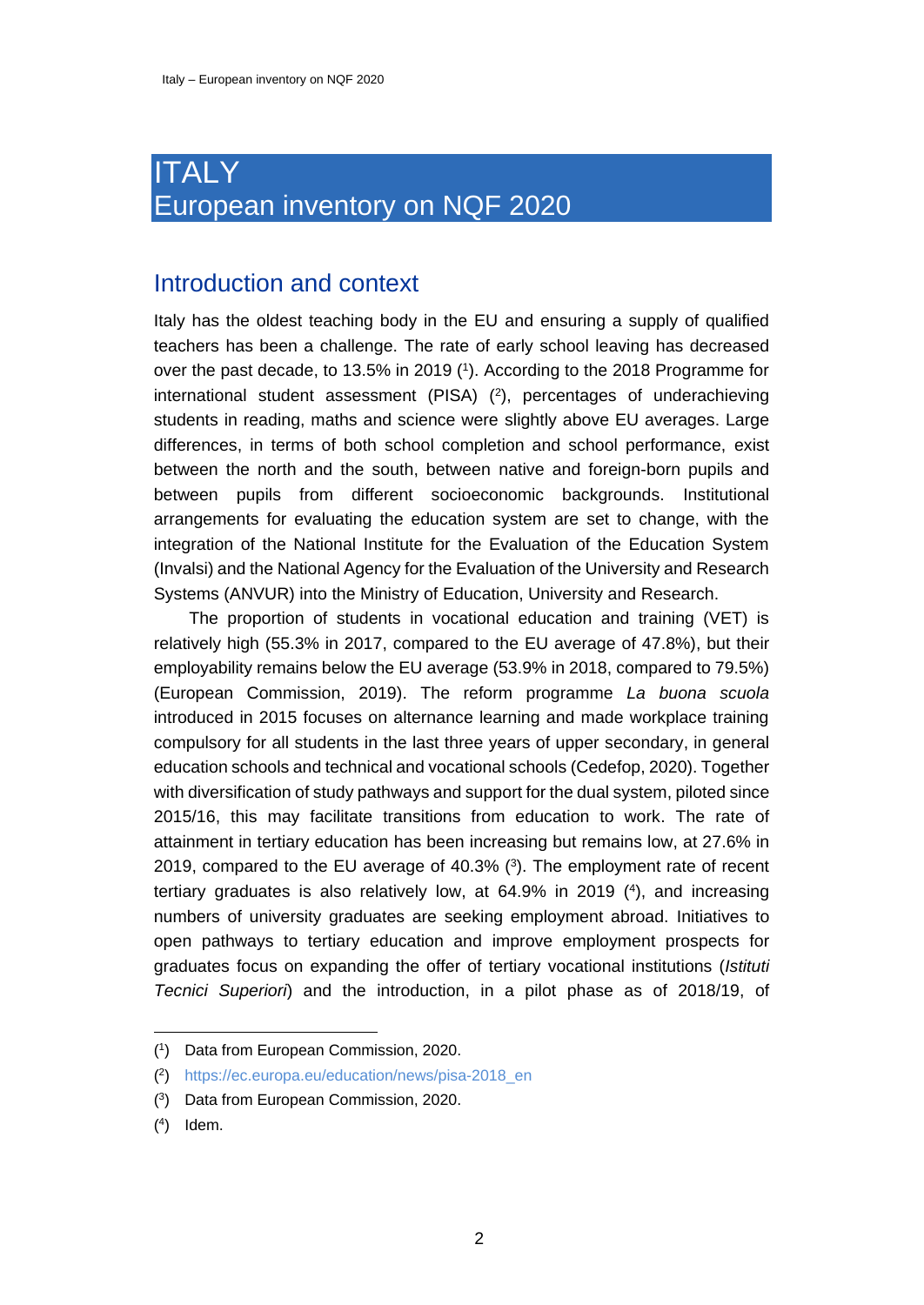# ITALY
# European inventory on NQF 2020

## Introduction and context

Italy has the oldest teaching body in the EU and ensuring a supply of qualified teachers has been a challenge. The rate of early school leaving has decreased over the past decade, to 13.5% in 2019 ([1]). According to the 2018 Programme for international student assessment (PISA) ([2]), percentages of underachieving students in reading, maths and science were slightly above EU averages. Large differences, in terms of both school completion and school performance, exist between the north and the south, between native and foreign-born pupils and between pupils from different socioeconomic backgrounds. Institutional arrangements for evaluating the education system are set to change, with the integration of the National Institute for the Evaluation of the Education System (Invalsi) and the National Agency for the Evaluation of the University and Research Systems (ANVUR) into the Ministry of Education, University and Research.

The proportion of students in vocational education and training (VET) is relatively high (55.3% in 2017, compared to the EU average of 47.8%), but their employability remains below the EU average (53.9% in 2018, compared to 79.5%) (European Commission, 2019). The reform programme *La buona scuola* introduced in 2015 focuses on alternance learning and made workplace training compulsory for all students in the last three years of upper secondary, in general education schools and technical and vocational schools (Cedefop, 2020). Together with diversification of study pathways and support for the dual system, piloted since 2015/16, this may facilitate transitions from education to work. The rate of attainment in tertiary education has been increasing but remains low, at 27.6% in 2019, compared to the EU average of 40.3% ([3]). The employment rate of recent tertiary graduates is also relatively low, at 64.9% in 2019 ([4]), and increasing numbers of university graduates are seeking employment abroad. Initiatives to open pathways to tertiary education and improve employment prospects for graduates focus on expanding the offer of tertiary vocational institutions (*Istituti Tecnici Superiori*) and the introduction, in a pilot phase as of 2018/19, of

---

([1]) Data from European Commission, 2020.

([2]) https://ec.europa.eu/education/news/pisa-2018_en

([3]) Data from European Commission, 2020.

([4]) Idem.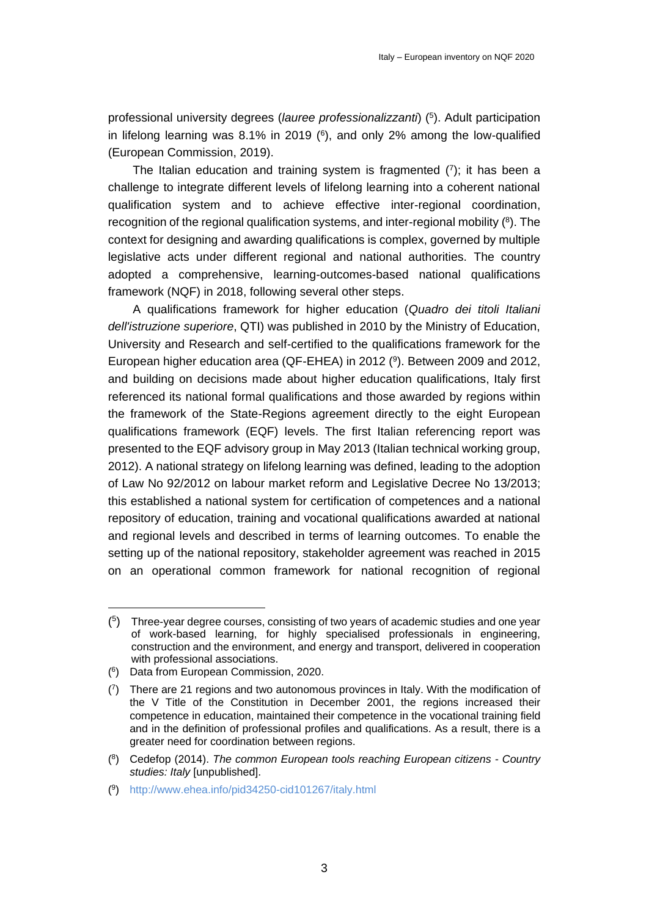professional university degrees (*lauree professionalizzanti*) ([5]). Adult participation in lifelong learning was 8.1% in 2019 ([6]), and only 2% among the low-qualified (European Commission, 2019).

The Italian education and training system is fragmented ([7]); it has been a challenge to integrate different levels of lifelong learning into a coherent national qualification system and to achieve effective inter-regional coordination, recognition of the regional qualification systems, and inter-regional mobility ([8]). The context for designing and awarding qualifications is complex, governed by multiple legislative acts under different regional and national authorities. The country adopted a comprehensive, learning-outcomes-based national qualifications framework (NQF) in 2018, following several other steps.

A qualifications framework for higher education (*Quadro dei titoli Italiani dell'istruzione superiore*, QTI) was published in 2010 by the Ministry of Education, University and Research and self-certified to the qualifications framework for the European higher education area (QF-EHEA) in 2012 ([9]). Between 2009 and 2012, and building on decisions made about higher education qualifications, Italy first referenced its national formal qualifications and those awarded by regions within the framework of the State-Regions agreement directly to the eight European qualifications framework (EQF) levels. The first Italian referencing report was presented to the EQF advisory group in May 2013 (Italian technical working group, 2012). A national strategy on lifelong learning was defined, leading to the adoption of Law No 92/2012 on labour market reform and Legislative Decree No 13/2013; this established a national system for certification of competences and a national repository of education, training and vocational qualifications awarded at national and regional levels and described in terms of learning outcomes. To enable the setting up of the national repository, stakeholder agreement was reached in 2015 on an operational common framework for national recognition of regional

---

([5]) Three-year degree courses, consisting of two years of academic studies and one year of work-based learning, for highly specialised professionals in engineering, construction and the environment, and energy and transport, delivered in cooperation with professional associations.

([6]) Data from European Commission, 2020.

([7]) There are 21 regions and two autonomous provinces in Italy. With the modification of the V Title of the Constitution in December 2001, the regions increased their competence in education, maintained their competence in the vocational training field and in the definition of professional profiles and qualifications. As a result, there is a greater need for coordination between regions.

([8]) Cedefop (2014). *The common European tools reaching European citizens - Country studies: Italy* [unpublished].

([9]) http://www.ehea.info/pid34250-cid101267/italy.html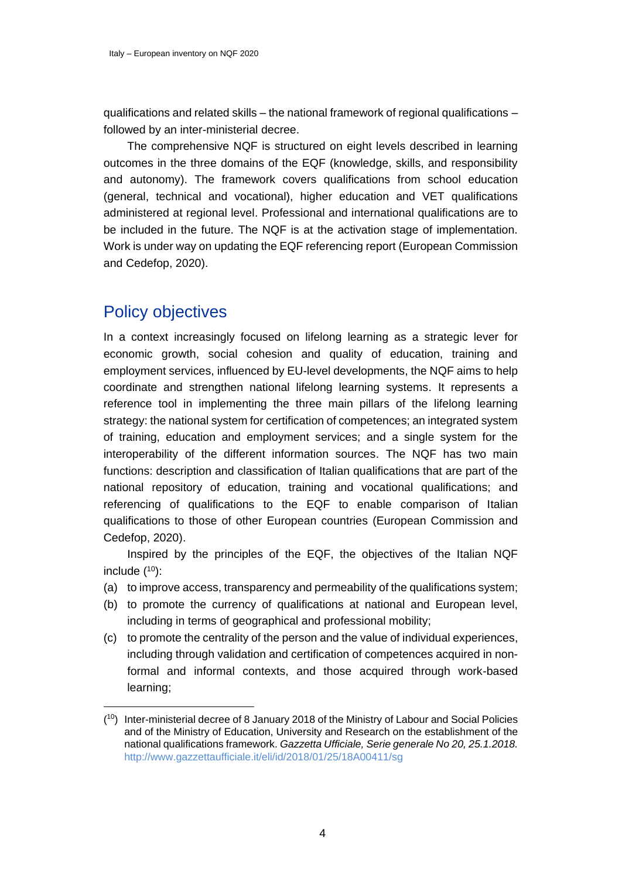qualifications and related skills – the national framework of regional qualifications – followed by an inter-ministerial decree.

The comprehensive NQF is structured on eight levels described in learning outcomes in the three domains of the EQF (knowledge, skills, and responsibility and autonomy). The framework covers qualifications from school education (general, technical and vocational), higher education and VET qualifications administered at regional level. Professional and international qualifications are to be included in the future. The NQF is at the activation stage of implementation. Work is under way on updating the EQF referencing report (European Commission and Cedefop, 2020).

## Policy objectives

In a context increasingly focused on lifelong learning as a strategic lever for economic growth, social cohesion and quality of education, training and employment services, influenced by EU-level developments, the NQF aims to help coordinate and strengthen national lifelong learning systems. It represents a reference tool in implementing the three main pillars of the lifelong learning strategy: the national system for certification of competences; an integrated system of training, education and employment services; and a single system for the interoperability of the different information sources. The NQF has two main functions: description and classification of Italian qualifications that are part of the national repository of education, training and vocational qualifications; and referencing of qualifications to the EQF to enable comparison of Italian qualifications to those of other European countries (European Commission and Cedefop, 2020).

Inspired by the principles of the EQF, the objectives of the Italian NQF include ([10]):

(a) to improve access, transparency and permeability of the qualifications system;

(b) to promote the currency of qualifications at national and European level, including in terms of geographical and professional mobility;

(c) to promote the centrality of the person and the value of individual experiences, including through validation and certification of competences acquired in non-formal and informal contexts, and those acquired through work-based learning;

---

([10]) Inter-ministerial decree of 8 January 2018 of the Ministry of Labour and Social Policies and of the Ministry of Education, University and Research on the establishment of the national qualifications framework. *Gazzetta Ufficiale, Serie generale No 20, 25.1.2018.* http://www.gazzettaufficiale.it/eli/id/2018/01/25/18A00411/sg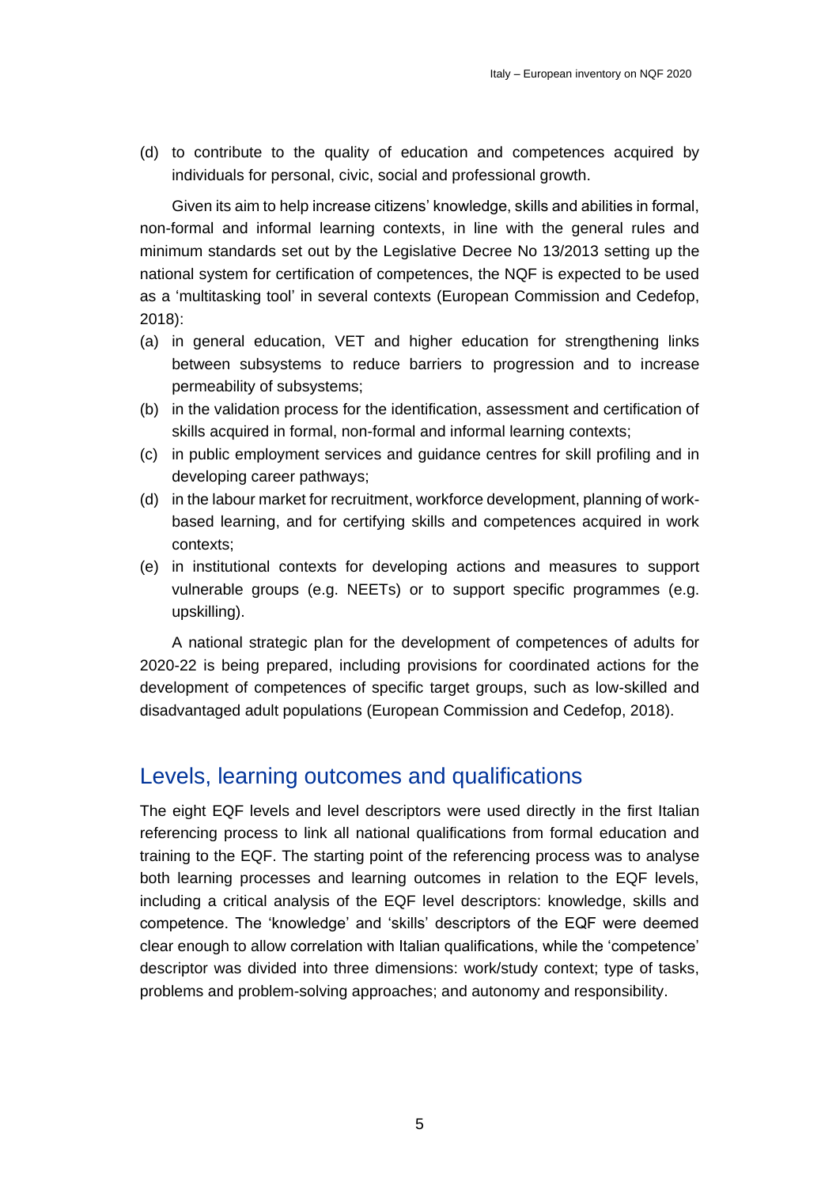(d) to contribute to the quality of education and competences acquired by individuals for personal, civic, social and professional growth.

Given its aim to help increase citizens' knowledge, skills and abilities in formal, non-formal and informal learning contexts, in line with the general rules and minimum standards set out by the Legislative Decree No 13/2013 setting up the national system for certification of competences, the NQF is expected to be used as a 'multitasking tool' in several contexts (European Commission and Cedefop, 2018):

(a) in general education, VET and higher education for strengthening links between subsystems to reduce barriers to progression and to increase permeability of subsystems;
(b) in the validation process for the identification, assessment and certification of skills acquired in formal, non-formal and informal learning contexts;
(c) in public employment services and guidance centres for skill profiling and in developing career pathways;
(d) in the labour market for recruitment, workforce development, planning of work-based learning, and for certifying skills and competences acquired in work contexts;
(e) in institutional contexts for developing actions and measures to support vulnerable groups (e.g. NEETs) or to support specific programmes (e.g. upskilling).

A national strategic plan for the development of competences of adults for 2020-22 is being prepared, including provisions for coordinated actions for the development of competences of specific target groups, such as low-skilled and disadvantaged adult populations (European Commission and Cedefop, 2018).

## Levels, learning outcomes and qualifications

The eight EQF levels and level descriptors were used directly in the first Italian referencing process to link all national qualifications from formal education and training to the EQF. The starting point of the referencing process was to analyse both learning processes and learning outcomes in relation to the EQF levels, including a critical analysis of the EQF level descriptors: knowledge, skills and competence. The 'knowledge' and 'skills' descriptors of the EQF were deemed clear enough to allow correlation with Italian qualifications, while the 'competence' descriptor was divided into three dimensions: work/study context; type of tasks, problems and problem-solving approaches; and autonomy and responsibility.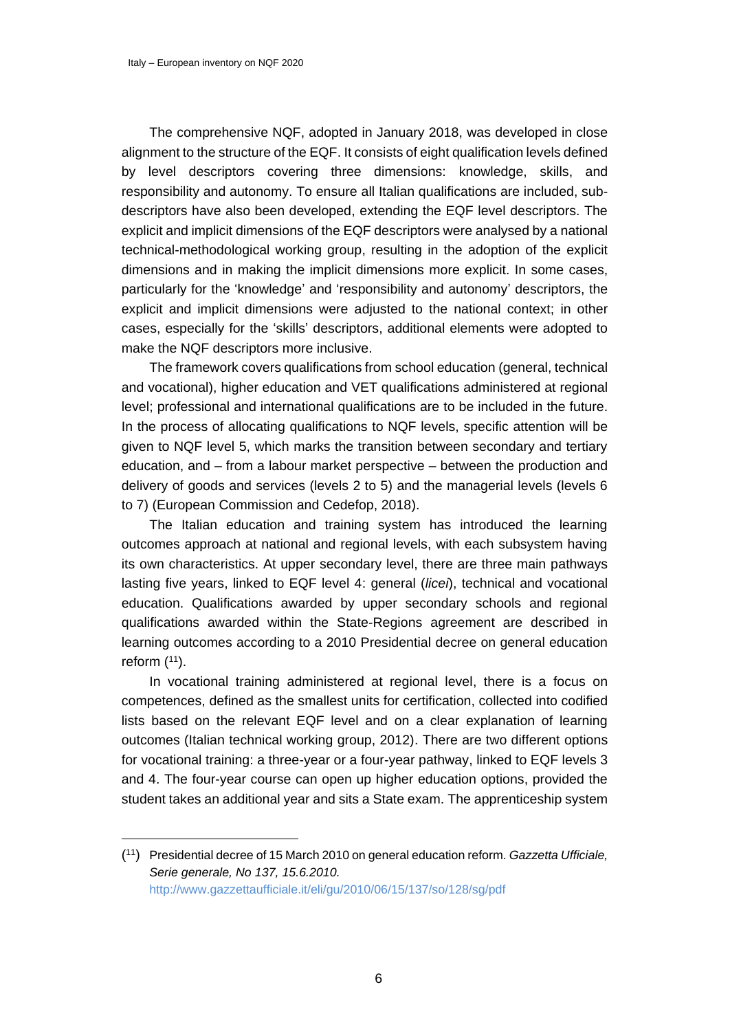The comprehensive NQF, adopted in January 2018, was developed in close alignment to the structure of the EQF. It consists of eight qualification levels defined by level descriptors covering three dimensions: knowledge, skills, and responsibility and autonomy. To ensure all Italian qualifications are included, sub-descriptors have also been developed, extending the EQF level descriptors. The explicit and implicit dimensions of the EQF descriptors were analysed by a national technical-methodological working group, resulting in the adoption of the explicit dimensions and in making the implicit dimensions more explicit. In some cases, particularly for the 'knowledge' and 'responsibility and autonomy' descriptors, the explicit and implicit dimensions were adjusted to the national context; in other cases, especially for the 'skills' descriptors, additional elements were adopted to make the NQF descriptors more inclusive.

The framework covers qualifications from school education (general, technical and vocational), higher education and VET qualifications administered at regional level; professional and international qualifications are to be included in the future. In the process of allocating qualifications to NQF levels, specific attention will be given to NQF level 5, which marks the transition between secondary and tertiary education, and – from a labour market perspective – between the production and delivery of goods and services (levels 2 to 5) and the managerial levels (levels 6 to 7) (European Commission and Cedefop, 2018).

The Italian education and training system has introduced the learning outcomes approach at national and regional levels, with each subsystem having its own characteristics. At upper secondary level, there are three main pathways lasting five years, linked to EQF level 4: general (*licei*), technical and vocational education. Qualifications awarded by upper secondary schools and regional qualifications awarded within the State-Regions agreement are described in learning outcomes according to a 2010 Presidential decree on general education reform ([11]).

In vocational training administered at regional level, there is a focus on competences, defined as the smallest units for certification, collected into codified lists based on the relevant EQF level and on a clear explanation of learning outcomes (Italian technical working group, 2012). There are two different options for vocational training: a three-year or a four-year pathway, linked to EQF levels 3 and 4. The four-year course can open up higher education options, provided the student takes an additional year and sits a State exam. The apprenticeship system

([11]) Presidential decree of 15 March 2010 on general education reform. *Gazzetta Ufficiale, Serie generale, No 137, 15.6.2010.* http://www.gazzettaufficiale.it/eli/gu/2010/06/15/137/so/128/sg/pdf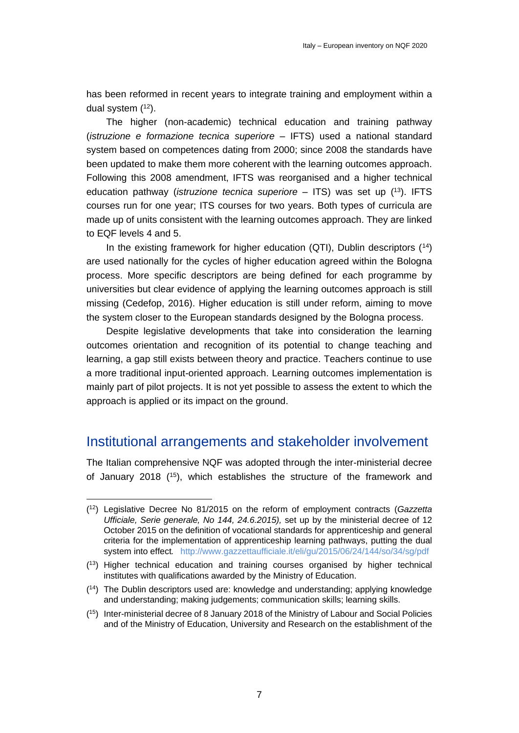has been reformed in recent years to integrate training and employment within a dual system ([12]).

The higher (non-academic) technical education and training pathway (*istruzione e formazione tecnica superiore* – IFTS) used a national standard system based on competences dating from 2000; since 2008 the standards have been updated to make them more coherent with the learning outcomes approach. Following this 2008 amendment, IFTS was reorganised and a higher technical education pathway (*istruzione tecnica superiore* – ITS) was set up ([13]). IFTS courses run for one year; ITS courses for two years. Both types of curricula are made up of units consistent with the learning outcomes approach. They are linked to EQF levels 4 and 5.

In the existing framework for higher education (QTI), Dublin descriptors ([14]) are used nationally for the cycles of higher education agreed within the Bologna process. More specific descriptors are being defined for each programme by universities but clear evidence of applying the learning outcomes approach is still missing (Cedefop, 2016). Higher education is still under reform, aiming to move the system closer to the European standards designed by the Bologna process.

Despite legislative developments that take into consideration the learning outcomes orientation and recognition of its potential to change teaching and learning, a gap still exists between theory and practice. Teachers continue to use a more traditional input-oriented approach. Learning outcomes implementation is mainly part of pilot projects. It is not yet possible to assess the extent to which the approach is applied or its impact on the ground.

## Institutional arrangements and stakeholder involvement

The Italian comprehensive NQF was adopted through the inter-ministerial decree of January 2018 ([15]), which establishes the structure of the framework and

---

([12]) Legislative Decree No 81/2015 on the reform of employment contracts (*Gazzetta Ufficiale, Serie generale, No 144, 24.6.2015),* set up by the ministerial decree of 12 October 2015 on the definition of vocational standards for apprenticeship and general criteria for the implementation of apprenticeship learning pathways, putting the dual system into effect*.* http://www.gazzettaufficiale.it/eli/gu/2015/06/24/144/so/34/sg/pdf

([13]) Higher technical education and training courses organised by higher technical institutes with qualifications awarded by the Ministry of Education.

([14]) The Dublin descriptors used are: knowledge and understanding; applying knowledge and understanding; making judgements; communication skills; learning skills.

([15]) Inter-ministerial decree of 8 January 2018 of the Ministry of Labour and Social Policies and of the Ministry of Education, University and Research on the establishment of the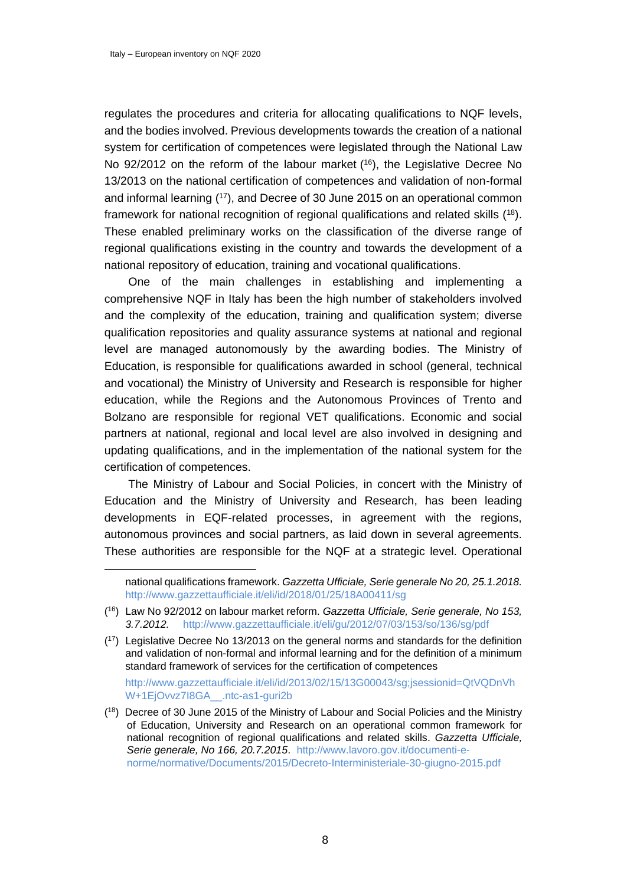regulates the procedures and criteria for allocating qualifications to NQF levels, and the bodies involved. Previous developments towards the creation of a national system for certification of competences were legislated through the National Law No 92/2012 on the reform of the labour market ([16]), the Legislative Decree No 13/2013 on the national certification of competences and validation of non-formal and informal learning ([17]), and Decree of 30 June 2015 on an operational common framework for national recognition of regional qualifications and related skills ([18]). These enabled preliminary works on the classification of the diverse range of regional qualifications existing in the country and towards the development of a national repository of education, training and vocational qualifications.

One of the main challenges in establishing and implementing a comprehensive NQF in Italy has been the high number of stakeholders involved and the complexity of the education, training and qualification system; diverse qualification repositories and quality assurance systems at national and regional level are managed autonomously by the awarding bodies. The Ministry of Education, is responsible for qualifications awarded in school (general, technical and vocational) the Ministry of University and Research is responsible for higher education, while the Regions and the Autonomous Provinces of Trento and Bolzano are responsible for regional VET qualifications. Economic and social partners at national, regional and local level are also involved in designing and updating qualifications, and in the implementation of the national system for the certification of competences.

The Ministry of Labour and Social Policies, in concert with the Ministry of Education and the Ministry of University and Research, has been leading developments in EQF-related processes, in agreement with the regions, autonomous provinces and social partners, as laid down in several agreements. These authorities are responsible for the NQF at a strategic level. Operational

---

national qualifications framework. *Gazzetta Ufficiale, Serie generale No 20, 25.1.2018.* http://www.gazzettaufficiale.it/eli/id/2018/01/25/18A00411/sg

([16]) Law No 92/2012 on labour market reform. *Gazzetta Ufficiale, Serie generale, No 153, 3.7.2012.* http://www.gazzettaufficiale.it/eli/gu/2012/07/03/153/so/136/sg/pdf

([17]) Legislative Decree No 13/2013 on the general norms and standards for the definition and validation of non-formal and informal learning and for the definition of a minimum standard framework of services for the certification of competences

http://www.gazzettaufficiale.it/eli/id/2013/02/15/13G00043/sg;jsessionid=QtVQDnVhW+1EjOvvz7I8GA__.ntc-as1-guri2b

([18]) Decree of 30 June 2015 of the Ministry of Labour and Social Policies and the Ministry of Education, University and Research on an operational common framework for national recognition of regional qualifications and related skills. *Gazzetta Ufficiale, Serie generale, No 166, 20.7.2015*. http://www.lavoro.gov.it/documenti-e-norme/normative/Documents/2015/Decreto-Interministeriale-30-giugno-2015.pdf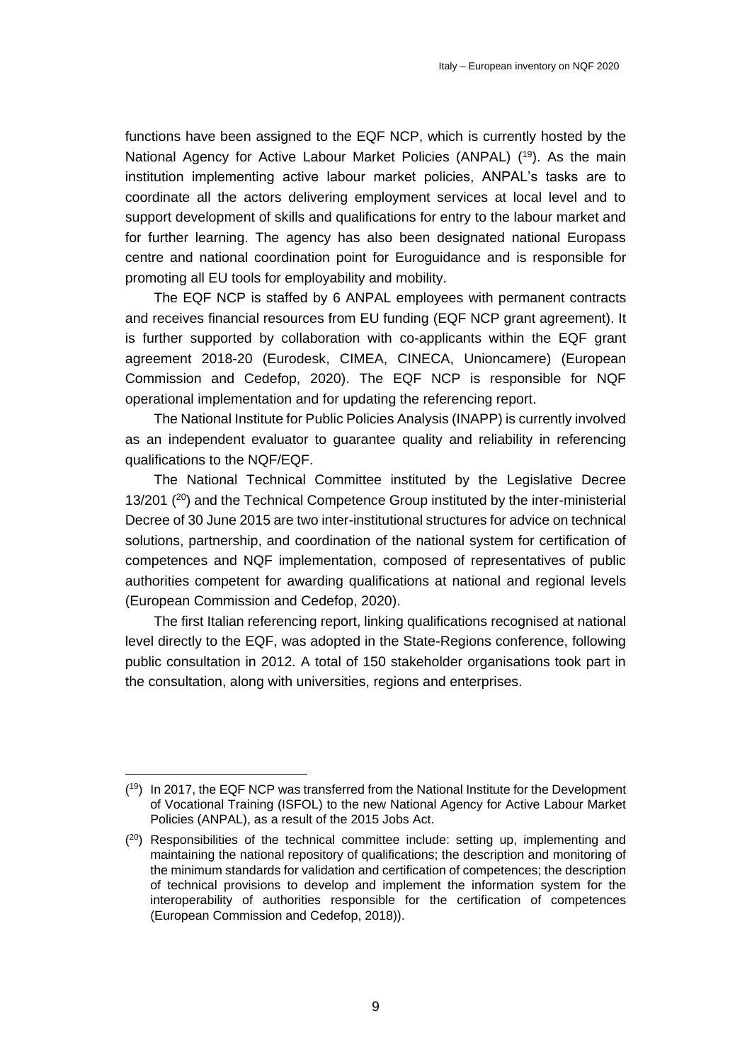functions have been assigned to the EQF NCP, which is currently hosted by the National Agency for Active Labour Market Policies (ANPAL) ([19]). As the main institution implementing active labour market policies, ANPAL's tasks are to coordinate all the actors delivering employment services at local level and to support development of skills and qualifications for entry to the labour market and for further learning. The agency has also been designated national Europass centre and national coordination point for Euroguidance and is responsible for promoting all EU tools for employability and mobility.

The EQF NCP is staffed by 6 ANPAL employees with permanent contracts and receives financial resources from EU funding (EQF NCP grant agreement). It is further supported by collaboration with co-applicants within the EQF grant agreement 2018-20 (Eurodesk, CIMEA, CINECA, Unioncamere) (European Commission and Cedefop, 2020). The EQF NCP is responsible for NQF operational implementation and for updating the referencing report.

The National Institute for Public Policies Analysis (INAPP) is currently involved as an independent evaluator to guarantee quality and reliability in referencing qualifications to the NQF/EQF.

The National Technical Committee instituted by the Legislative Decree 13/201 ([20]) and the Technical Competence Group instituted by the inter-ministerial Decree of 30 June 2015 are two inter-institutional structures for advice on technical solutions, partnership, and coordination of the national system for certification of competences and NQF implementation, composed of representatives of public authorities competent for awarding qualifications at national and regional levels (European Commission and Cedefop, 2020).

The first Italian referencing report, linking qualifications recognised at national level directly to the EQF, was adopted in the State-Regions conference, following public consultation in 2012. A total of 150 stakeholder organisations took part in the consultation, along with universities, regions and enterprises.

---

([19]) In 2017, the EQF NCP was transferred from the National Institute for the Development of Vocational Training (ISFOL) to the new National Agency for Active Labour Market Policies (ANPAL), as a result of the 2015 Jobs Act.

([20]) Responsibilities of the technical committee include: setting up, implementing and maintaining the national repository of qualifications; the description and monitoring of the minimum standards for validation and certification of competences; the description of technical provisions to develop and implement the information system for the interoperability of authorities responsible for the certification of competences (European Commission and Cedefop, 2018)).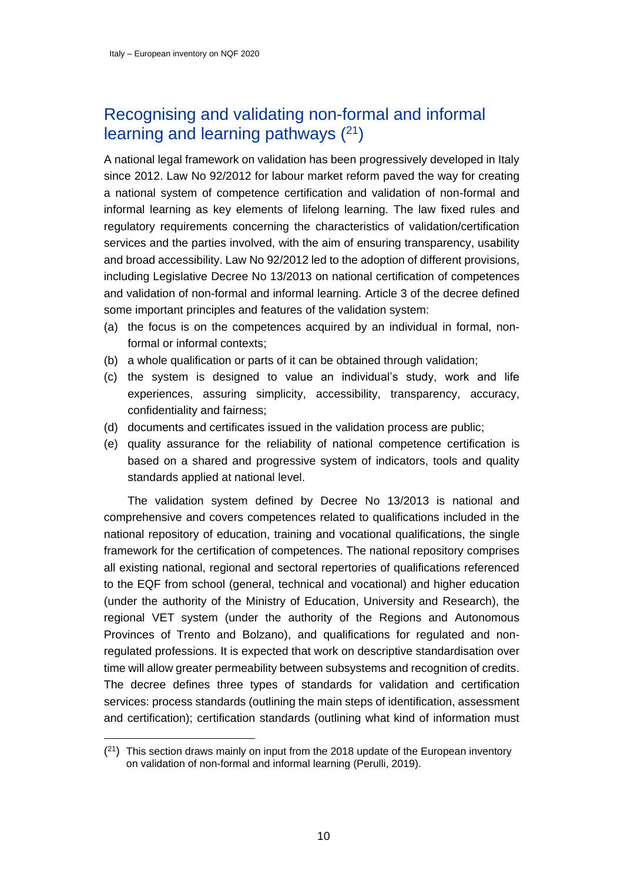## Recognising and validating non-formal and informal learning and learning pathways [21]

A national legal framework on validation has been progressively developed in Italy since 2012. Law No 92/2012 for labour market reform paved the way for creating a national system of competence certification and validation of non-formal and informal learning as key elements of lifelong learning. The law fixed rules and regulatory requirements concerning the characteristics of validation/certification services and the parties involved, with the aim of ensuring transparency, usability and broad accessibility. Law No 92/2012 led to the adoption of different provisions, including Legislative Decree No 13/2013 on national certification of competences and validation of non-formal and informal learning. Article 3 of the decree defined some important principles and features of the validation system:

(a) the focus is on the competences acquired by an individual in formal, non-formal or informal contexts;
(b) a whole qualification or parts of it can be obtained through validation;
(c) the system is designed to value an individual's study, work and life experiences, assuring simplicity, accessibility, transparency, accuracy, confidentiality and fairness;
(d) documents and certificates issued in the validation process are public;
(e) quality assurance for the reliability of national competence certification is based on a shared and progressive system of indicators, tools and quality standards applied at national level.

The validation system defined by Decree No 13/2013 is national and comprehensive and covers competences related to qualifications included in the national repository of education, training and vocational qualifications, the single framework for the certification of competences. The national repository comprises all existing national, regional and sectoral repertories of qualifications referenced to the EQF from school (general, technical and vocational) and higher education (under the authority of the Ministry of Education, University and Research), the regional VET system (under the authority of the Regions and Autonomous Provinces of Trento and Bolzano), and qualifications for regulated and non-regulated professions. It is expected that work on descriptive standardisation over time will allow greater permeability between subsystems and recognition of credits. The decree defines three types of standards for validation and certification services: process standards (outlining the main steps of identification, assessment and certification); certification standards (outlining what kind of information must

[21] This section draws mainly on input from the 2018 update of the European inventory on validation of non-formal and informal learning (Perulli, 2019).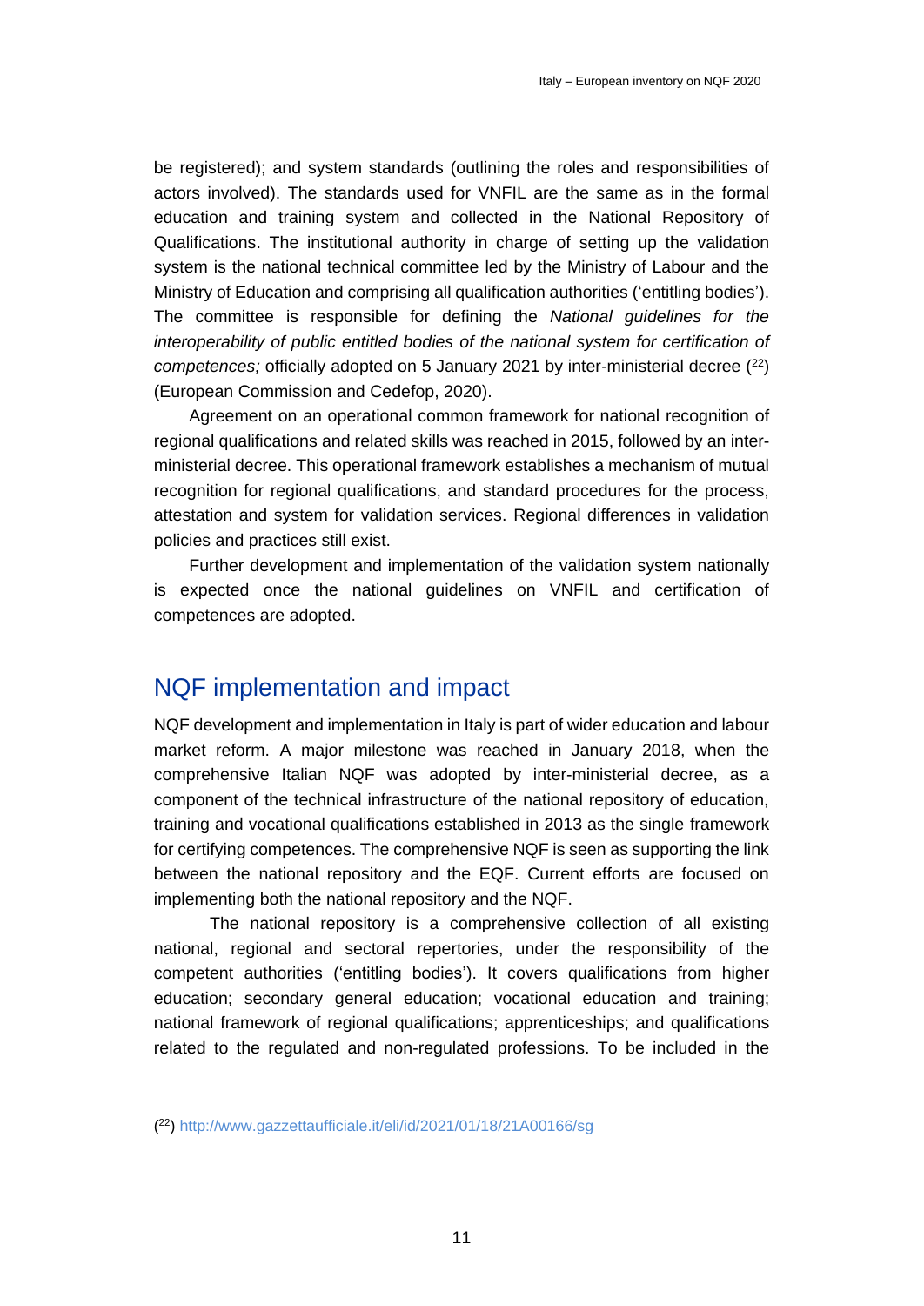be registered); and system standards (outlining the roles and responsibilities of actors involved). The standards used for VNFIL are the same as in the formal education and training system and collected in the National Repository of Qualifications. The institutional authority in charge of setting up the validation system is the national technical committee led by the Ministry of Labour and the Ministry of Education and comprising all qualification authorities ('entitling bodies'). The committee is responsible for defining the *National guidelines for the interoperability of public entitled bodies of the national system for certification of competences;* officially adopted on 5 January 2021 by inter-ministerial decree ([22]) (European Commission and Cedefop, 2020).

Agreement on an operational common framework for national recognition of regional qualifications and related skills was reached in 2015, followed by an inter-ministerial decree. This operational framework establishes a mechanism of mutual recognition for regional qualifications, and standard procedures for the process, attestation and system for validation services. Regional differences in validation policies and practices still exist.

Further development and implementation of the validation system nationally is expected once the national guidelines on VNFIL and certification of competences are adopted.

## NQF implementation and impact

NQF development and implementation in Italy is part of wider education and labour market reform. A major milestone was reached in January 2018, when the comprehensive Italian NQF was adopted by inter-ministerial decree, as a component of the technical infrastructure of the national repository of education, training and vocational qualifications established in 2013 as the single framework for certifying competences. The comprehensive NQF is seen as supporting the link between the national repository and the EQF. Current efforts are focused on implementing both the national repository and the NQF.

The national repository is a comprehensive collection of all existing national, regional and sectoral repertories, under the responsibility of the competent authorities ('entitling bodies'). It covers qualifications from higher education; secondary general education; vocational education and training; national framework of regional qualifications; apprenticeships; and qualifications related to the regulated and non-regulated professions. To be included in the

([22]) http://www.gazzettaufficiale.it/eli/id/2021/01/18/21A00166/sg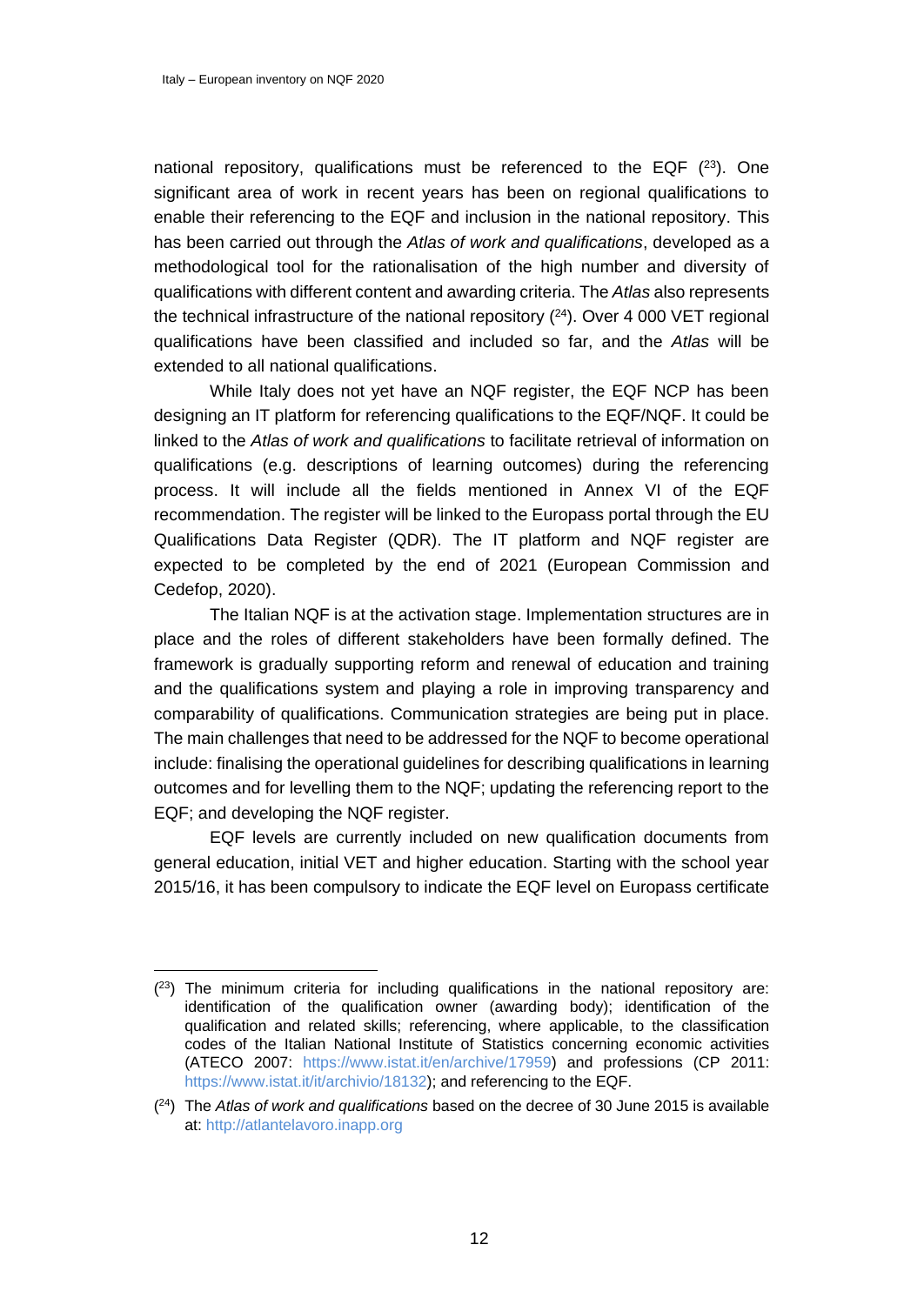national repository, qualifications must be referenced to the EQF ([23]). One significant area of work in recent years has been on regional qualifications to enable their referencing to the EQF and inclusion in the national repository. This has been carried out through the *Atlas of work and qualifications*, developed as a methodological tool for the rationalisation of the high number and diversity of qualifications with different content and awarding criteria. The *Atlas* also represents the technical infrastructure of the national repository ([24]). Over 4 000 VET regional qualifications have been classified and included so far, and the *Atlas* will be extended to all national qualifications.

While Italy does not yet have an NQF register, the EQF NCP has been designing an IT platform for referencing qualifications to the EQF/NQF. It could be linked to the *Atlas of work and qualifications* to facilitate retrieval of information on qualifications (e.g. descriptions of learning outcomes) during the referencing process. It will include all the fields mentioned in Annex VI of the EQF recommendation. The register will be linked to the Europass portal through the EU Qualifications Data Register (QDR). The IT platform and NQF register are expected to be completed by the end of 2021 (European Commission and Cedefop, 2020).

The Italian NQF is at the activation stage. Implementation structures are in place and the roles of different stakeholders have been formally defined. The framework is gradually supporting reform and renewal of education and training and the qualifications system and playing a role in improving transparency and comparability of qualifications. Communication strategies are being put in place. The main challenges that need to be addressed for the NQF to become operational include: finalising the operational guidelines for describing qualifications in learning outcomes and for levelling them to the NQF; updating the referencing report to the EQF; and developing the NQF register.

EQF levels are currently included on new qualification documents from general education, initial VET and higher education. Starting with the school year 2015/16, it has been compulsory to indicate the EQF level on Europass certificate

---

([23]) The minimum criteria for including qualifications in the national repository are: identification of the qualification owner (awarding body); identification of the qualification and related skills; referencing, where applicable, to the classification codes of the Italian National Institute of Statistics concerning economic activities (ATECO 2007: https://www.istat.it/en/archive/17959) and professions (CP 2011: https://www.istat.it/it/archivio/18132); and referencing to the EQF.

([24]) The *Atlas of work and qualifications* based on the decree of 30 June 2015 is available at: http://atlantelavoro.inapp.org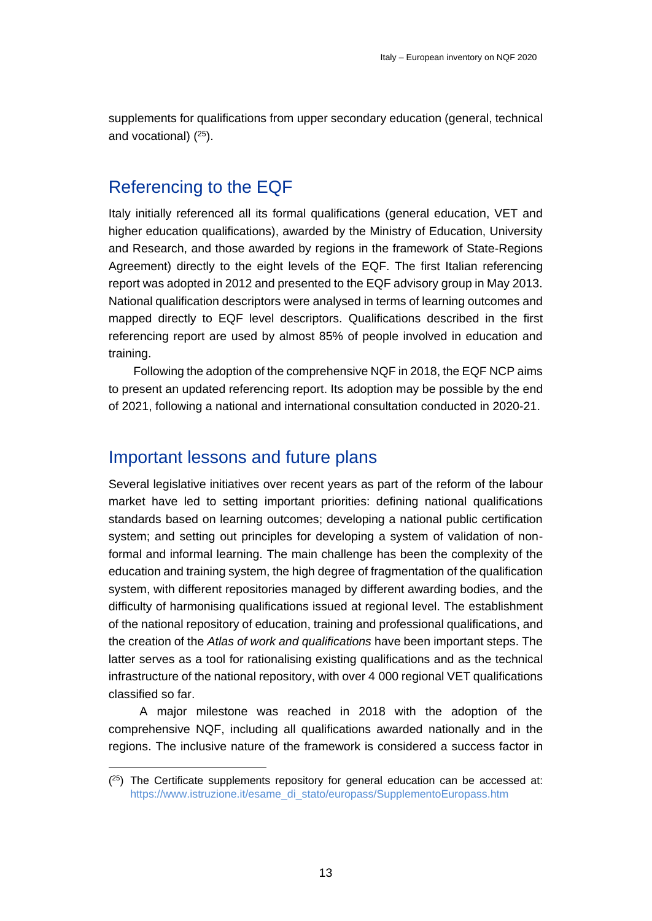supplements for qualifications from upper secondary education (general, technical and vocational) ([25]).

## Referencing to the EQF

Italy initially referenced all its formal qualifications (general education, VET and higher education qualifications), awarded by the Ministry of Education, University and Research, and those awarded by regions in the framework of State-Regions Agreement) directly to the eight levels of the EQF. The first Italian referencing report was adopted in 2012 and presented to the EQF advisory group in May 2013. National qualification descriptors were analysed in terms of learning outcomes and mapped directly to EQF level descriptors. Qualifications described in the first referencing report are used by almost 85% of people involved in education and training.

Following the adoption of the comprehensive NQF in 2018, the EQF NCP aims to present an updated referencing report. Its adoption may be possible by the end of 2021, following a national and international consultation conducted in 2020-21.

## Important lessons and future plans

Several legislative initiatives over recent years as part of the reform of the labour market have led to setting important priorities: defining national qualifications standards based on learning outcomes; developing a national public certification system; and setting out principles for developing a system of validation of non-formal and informal learning. The main challenge has been the complexity of the education and training system, the high degree of fragmentation of the qualification system, with different repositories managed by different awarding bodies, and the difficulty of harmonising qualifications issued at regional level. The establishment of the national repository of education, training and professional qualifications, and the creation of the *Atlas of work and qualifications* have been important steps. The latter serves as a tool for rationalising existing qualifications and as the technical infrastructure of the national repository, with over 4 000 regional VET qualifications classified so far.

A major milestone was reached in 2018 with the adoption of the comprehensive NQF, including all qualifications awarded nationally and in the regions. The inclusive nature of the framework is considered a success factor in

---

([25]) The Certificate supplements repository for general education can be accessed at: https://www.istruzione.it/esame_di_stato/europass/SupplementoEuropass.htm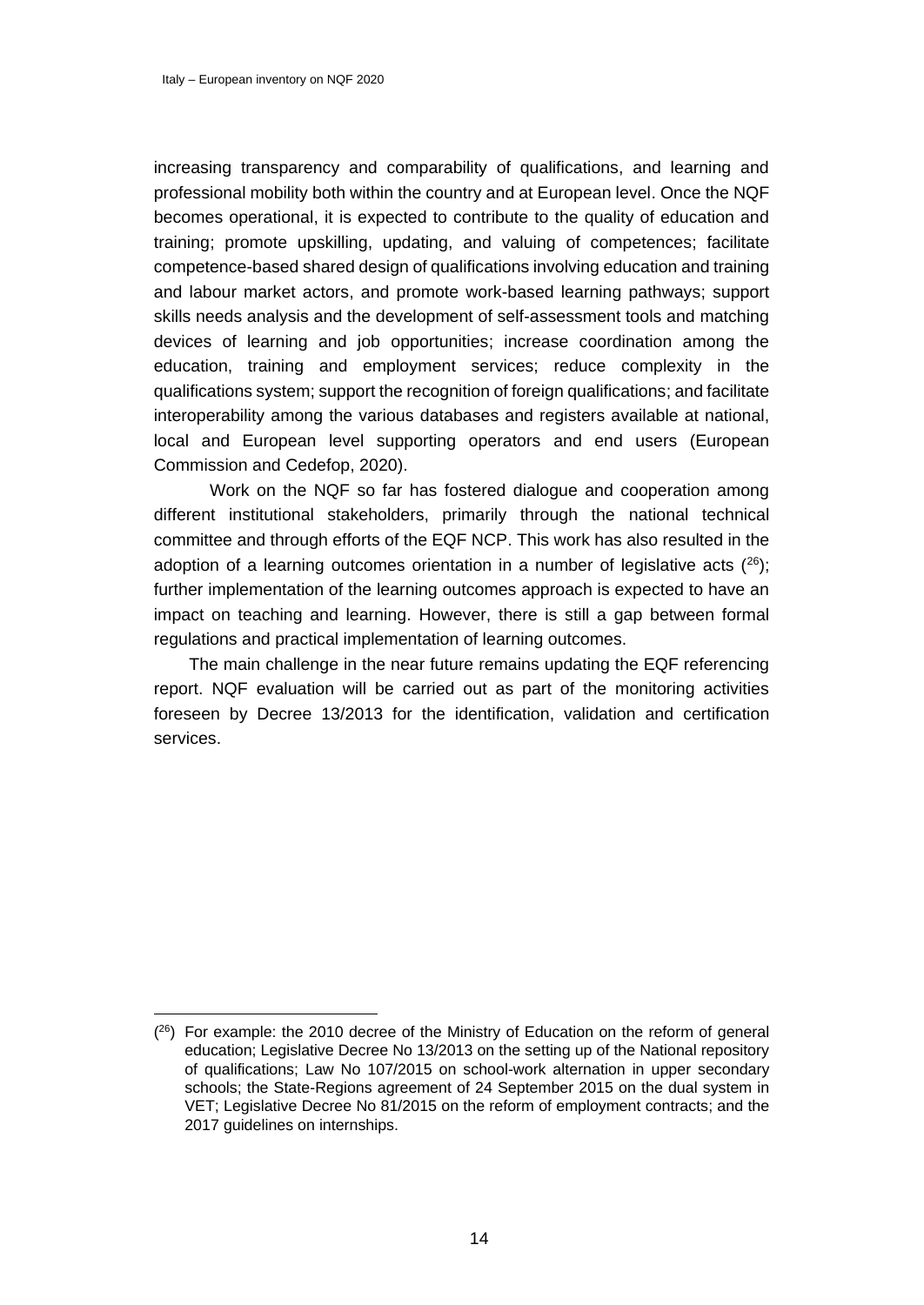increasing transparency and comparability of qualifications, and learning and professional mobility both within the country and at European level. Once the NQF becomes operational, it is expected to contribute to the quality of education and training; promote upskilling, updating, and valuing of competences; facilitate competence-based shared design of qualifications involving education and training and labour market actors, and promote work-based learning pathways; support skills needs analysis and the development of self-assessment tools and matching devices of learning and job opportunities; increase coordination among the education, training and employment services; reduce complexity in the qualifications system; support the recognition of foreign qualifications; and facilitate interoperability among the various databases and registers available at national, local and European level supporting operators and end users (European Commission and Cedefop, 2020).

Work on the NQF so far has fostered dialogue and cooperation among different institutional stakeholders, primarily through the national technical committee and through efforts of the EQF NCP. This work has also resulted in the adoption of a learning outcomes orientation in a number of legislative acts ([26]); further implementation of the learning outcomes approach is expected to have an impact on teaching and learning. However, there is still a gap between formal regulations and practical implementation of learning outcomes.

The main challenge in the near future remains updating the EQF referencing report. NQF evaluation will be carried out as part of the monitoring activities foreseen by Decree 13/2013 for the identification, validation and certification services.

---

([26]) For example: the 2010 decree of the Ministry of Education on the reform of general education; Legislative Decree No 13/2013 on the setting up of the National repository of qualifications; Law No 107/2015 on school-work alternation in upper secondary schools; the State-Regions agreement of 24 September 2015 on the dual system in VET; Legislative Decree No 81/2015 on the reform of employment contracts; and the 2017 guidelines on internships.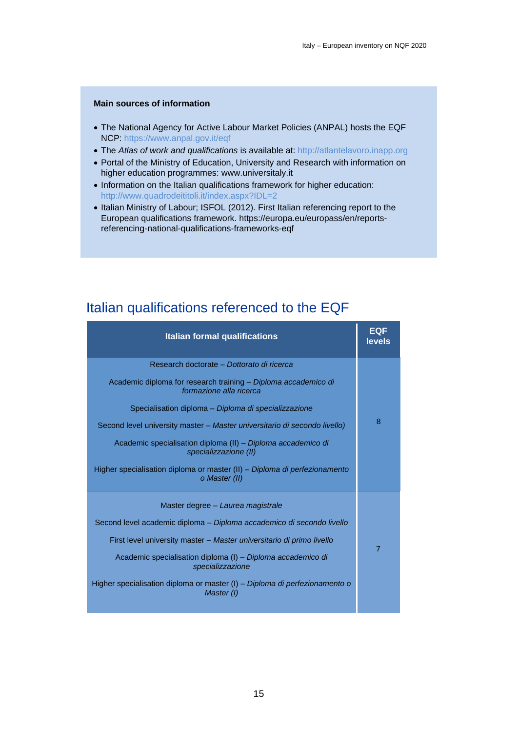**Main sources of information**

- The National Agency for Active Labour Market Policies (ANPAL) hosts the EQF NCP: https://www.anpal.gov.it/eqf
- The *Atlas of work and qualifications* is available at: http://atlantelavoro.inapp.org
- Portal of the Ministry of Education, University and Research with information on higher education programmes: www.universitaly.it
- Information on the Italian qualifications framework for higher education: http://www.quadrodeititoli.it/index.aspx?IDL=2
- Italian Ministry of Labour; ISFOL (2012). First Italian referencing report to the European qualifications framework. https://europa.eu/europass/en/reports-referencing-national-qualifications-frameworks-eqf

## Italian qualifications referenced to the EQF

| Italian formal qualifications | EQF levels |
|---|---|
| Research doctorate – *Dottorato di ricerca*<br>Academic diploma for research training – *Diploma accademico di formazione alla ricerca*<br>Specialisation diploma – *Diploma di specializzazione*<br>Second level university master – *Master universitario di secondo livello)*<br>Academic specialisation diploma (II) – *Diploma accademico di specializzazione (II)*<br>Higher specialisation diploma or master (II) – *Diploma di perfezionamento o Master (II)* | 8 |
| Master degree – *Laurea magistrale*<br>Second level academic diploma – *Diploma accademico di secondo livello*<br>First level university master – *Master universitario di primo livello*<br>Academic specialisation diploma (I) – *Diploma accademico di specializzazione*<br>Higher specialisation diploma or master (I) – *Diploma di perfezionamento o Master (I)* | 7 |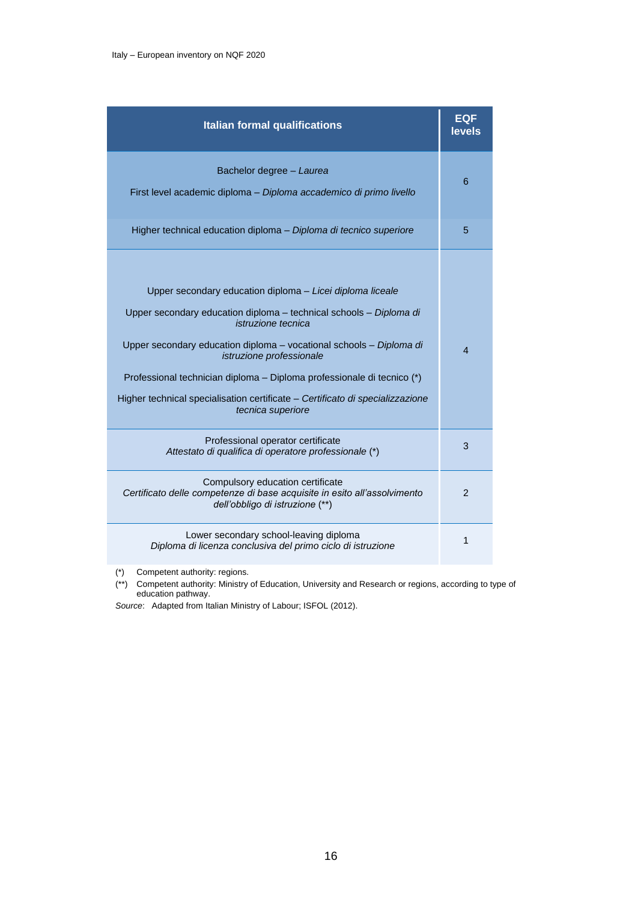| Italian formal qualifications | EQF levels |
|---|---|
| Bachelor degree – *Laurea*<br><br>First level academic diploma – *Diploma accademico di primo livello* | 6 |
| Higher technical education diploma – *Diploma di tecnico superiore* | 5 |
| Upper secondary education diploma – *Licei diploma liceale*<br><br>Upper secondary education diploma – technical schools – *Diploma di istruzione tecnica*<br><br>Upper secondary education diploma – vocational schools – *Diploma di istruzione professionale*<br><br>Professional technician diploma – Diploma professionale di tecnico (*)<br><br>Higher technical specialisation certificate – *Certificato di specializzazione tecnica superiore* | 4 |
| Professional operator certificate<br>*Attestato di qualifica di operatore professionale* (*) | 3 |
| Compulsory education certificate<br>*Certificato delle competenze di base acquisite in esito all'assolvimento dell'obbligo di istruzione* (**) | 2 |
| Lower secondary school-leaving diploma<br>*Diploma di licenza conclusiva del primo ciclo di istruzione* | 1 |

(*) Competent authority: regions.

(**) Competent authority: Ministry of Education, University and Research or regions, according to type of education pathway.

*Source*: Adapted from Italian Ministry of Labour; ISFOL (2012).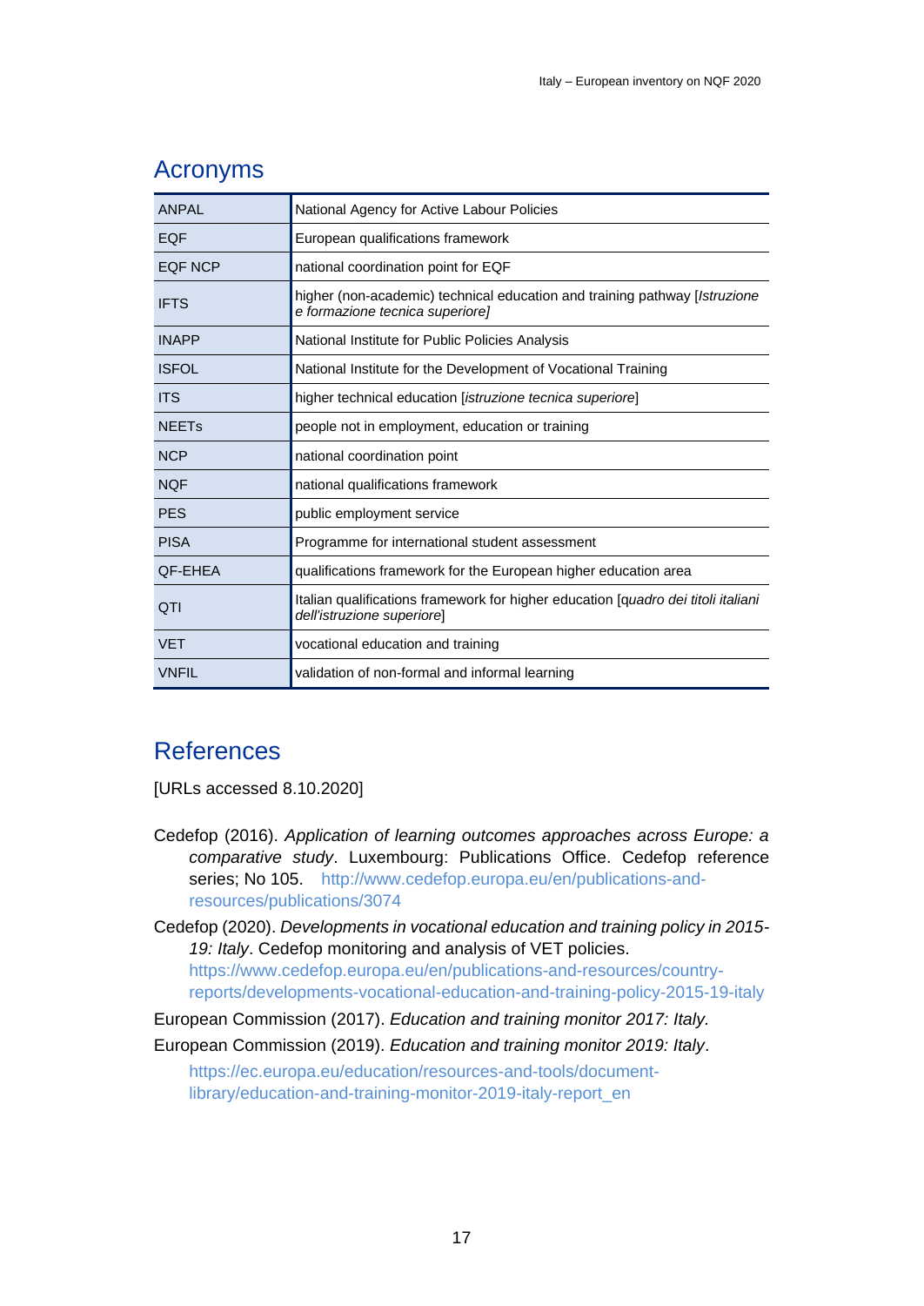## Acronyms

| | |
|---|---|
| ANPAL | National Agency for Active Labour Policies |
| EQF | European qualifications framework |
| EQF NCP | national coordination point for EQF |
| IFTS | higher (non-academic) technical education and training pathway [*Istruzione e formazione tecnica superiore]* |
| INAPP | National Institute for Public Policies Analysis |
| ISFOL | National Institute for the Development of Vocational Training |
| ITS | higher technical education [*istruzione tecnica superiore*] |
| NEETs | people not in employment, education or training |
| NCP | national coordination point |
| NQF | national qualifications framework |
| PES | public employment service |
| PISA | Programme for international student assessment |
| QF-EHEA | qualifications framework for the European higher education area |
| QTI | Italian qualifications framework for higher education [q*uadro dei titoli italiani dell'istruzione superiore*] |
| VET | vocational education and training |
| VNFIL | validation of non-formal and informal learning |

## References

[URLs accessed 8.10.2020]

Cedefop (2016). *Application of learning outcomes approaches across Europe: a comparative study*. Luxembourg: Publications Office. Cedefop reference series; No 105. http://www.cedefop.europa.eu/en/publications-and-resources/publications/3074

Cedefop (2020). *Developments in vocational education and training policy in 2015-19: Italy*. Cedefop monitoring and analysis of VET policies. https://www.cedefop.europa.eu/en/publications-and-resources/country-reports/developments-vocational-education-and-training-policy-2015-19-italy

European Commission (2017). *Education and training monitor 2017: Italy.*

European Commission (2019). *Education and training monitor 2019: Italy*. https://ec.europa.eu/education/resources-and-tools/document-library/education-and-training-monitor-2019-italy-report_en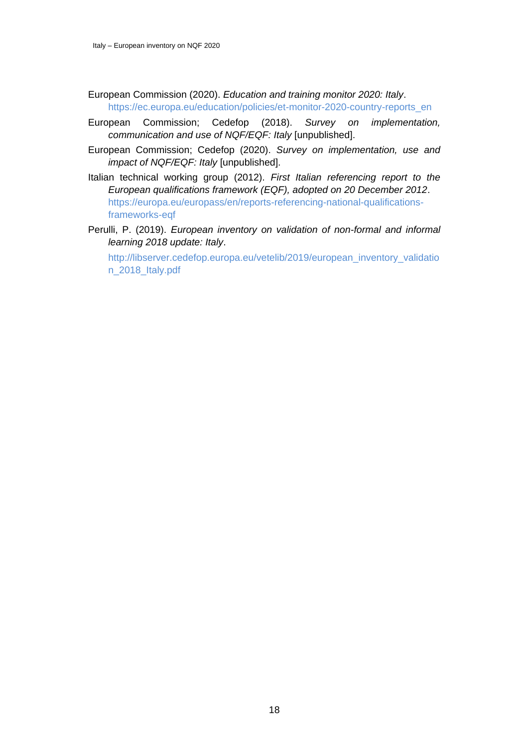European Commission (2020). *Education and training monitor 2020: Italy*. https://ec.europa.eu/education/policies/et-monitor-2020-country-reports_en

European Commission; Cedefop (2018). *Survey on implementation, communication and use of NQF/EQF: Italy* [unpublished].

European Commission; Cedefop (2020). *Survey on implementation, use and impact of NQF/EQF: Italy* [unpublished].

Italian technical working group (2012). *First Italian referencing report to the European qualifications framework (EQF), adopted on 20 December 2012*. https://europa.eu/europass/en/reports-referencing-national-qualifications-frameworks-eqf

Perulli, P. (2019). *European inventory on validation of non-formal and informal learning 2018 update: Italy*.

http://libserver.cedefop.europa.eu/vetelib/2019/european_inventory_validation_2018_Italy.pdf